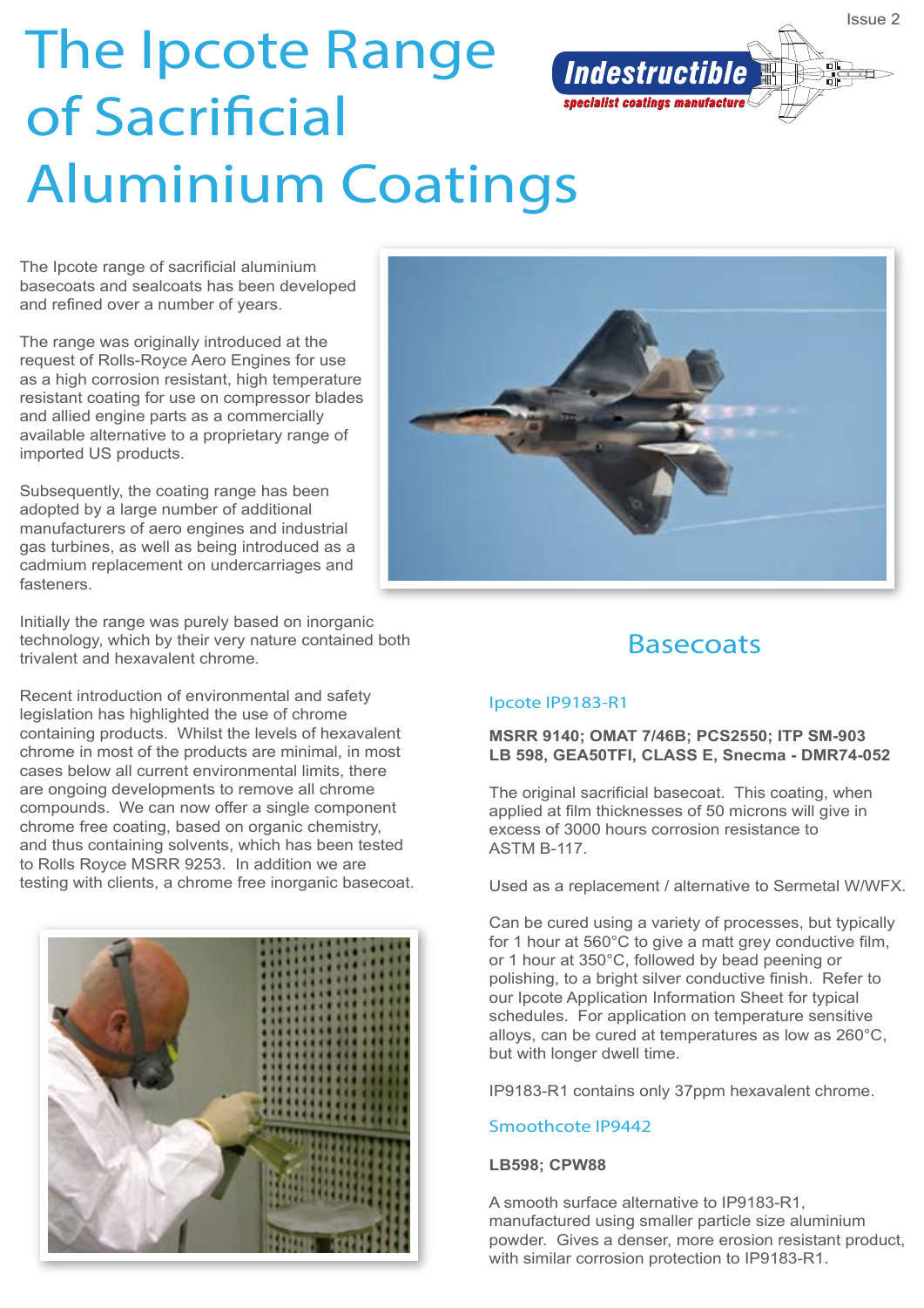# The Ipcote Range of Sacrificial Aluminium Coatings

Issue 2

**Indestructible**
*specialist coatings manufacture*

The Ipcote range of sacrificial aluminium basecoats and sealcoats has been developed and refined over a number of years.

The range was originally introduced at the request of Rolls-Royce Aero Engines for use as a high corrosion resistant, high temperature resistant coating for use on compressor blades and allied engine parts as a commercially available alternative to a proprietary range of imported US products.

Subsequently, the coating range has been adopted by a large number of additional manufacturers of aero engines and industrial gas turbines, as well as being introduced as a cadmium replacement on undercarriages and fasteners.

Initially the range was purely based on inorganic technology, which by their very nature contained both trivalent and hexavalent chrome.

Recent introduction of environmental and safety legislation has highlighted the use of chrome containing products. Whilst the levels of hexavalent chrome in most of the products are minimal, in most cases below all current environmental limits, there are ongoing developments to remove all chrome compounds. We can now offer a single component chrome free coating, based on organic chemistry, and thus containing solvents, which has been tested to Rolls Royce MSRR 9253. In addition we are testing with clients, a chrome free inorganic basecoat.

## Basecoats

### Ipcote IP9183-R1

**MSRR 9140; OMAT 7/46B; PCS2550; ITP SM-903 LB 598, GEA50TFI, CLASS E, Snecma - DMR74-052**

The original sacrificial basecoat. This coating, when applied at film thicknesses of 50 microns will give in excess of 3000 hours corrosion resistance to ASTM B-117.

Used as a replacement / alternative to Sermetal W/WFX.

Can be cured using a variety of processes, but typically for 1 hour at 560°C to give a matt grey conductive film, or 1 hour at 350°C, followed by bead peening or polishing, to a bright silver conductive finish. Refer to our Ipcote Application Information Sheet for typical schedules. For application on temperature sensitive alloys, can be cured at temperatures as low as 260°C, but with longer dwell time.

IP9183-R1 contains only 37ppm hexavalent chrome.

### Smoothcote IP9442

**LB598; CPW88**

A smooth surface alternative to IP9183-R1, manufactured using smaller particle size aluminium powder. Gives a denser, more erosion resistant product, with similar corrosion protection to IP9183-R1.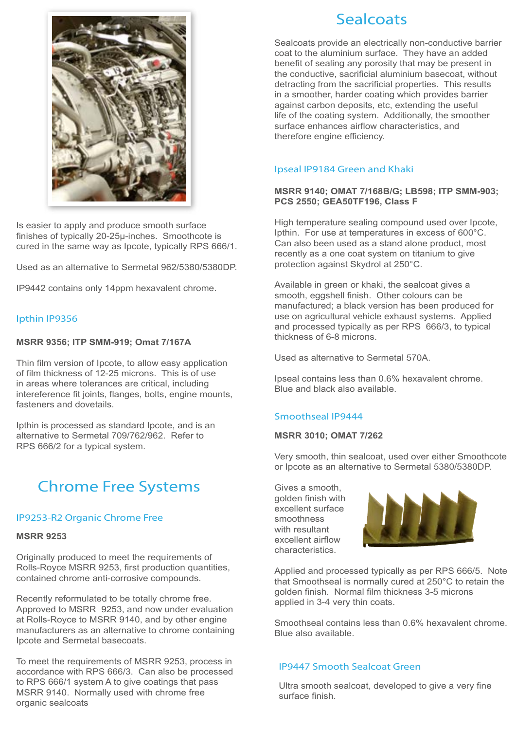Is easier to apply and produce smooth surface finishes of typically 20-25µ-inches. Smoothcote is cured in the same way as Ipcote, typically RPS 666/1.

Used as an alternative to Sermetal 962/5380/5380DP.

IP9442 contains only 14ppm hexavalent chrome.

### Ipthin IP9356

**MSRR 9356; ITP SMM-919; Omat 7/167A**

Thin film version of Ipcote, to allow easy application of film thickness of 12-25 microns. This is of use in areas where tolerances are critical, including intereference fit joints, flanges, bolts, engine mounts, fasteners and dovetails.

Ipthin is processed as standard Ipcote, and is an alternative to Sermetal 709/762/962. Refer to RPS 666/2 for a typical system.

## Chrome Free Systems

### IP9253-R2 Organic Chrome Free

**MSRR 9253**

Originally produced to meet the requirements of Rolls-Royce MSRR 9253, first production quantities, contained chrome anti-corrosive compounds.

Recently reformulated to be totally chrome free. Approved to MSRR 9253, and now under evaluation at Rolls-Royce to MSRR 9140, and by other engine manufacturers as an alternative to chrome containing Ipcote and Sermetal basecoats.

To meet the requirements of MSRR 9253, process in accordance with RPS 666/3. Can also be processed to RPS 666/1 system A to give coatings that pass MSRR 9140. Normally used with chrome free organic sealcoats

## Sealcoats

Sealcoats provide an electrically non-conductive barrier coat to the aluminium surface. They have an added benefit of sealing any porosity that may be present in the conductive, sacrificial aluminium basecoat, without detracting from the sacrificial properties. This results in a smoother, harder coating which provides barrier against carbon deposits, etc, extending the useful life of the coating system. Additionally, the smoother surface enhances airflow characteristics, and therefore engine efficiency.

### Ipseal IP9184 Green and Khaki

**MSRR 9140; OMAT 7/168B/G; LB598; ITP SMM-903; PCS 2550; GEA50TF196, Class F**

High temperature sealing compound used over Ipcote, Ipthin. For use at temperatures in excess of 600°C. Can also been used as a stand alone product, most recently as a one coat system on titanium to give protection against Skydrol at 250°C.

Available in green or khaki, the sealcoat gives a smooth, eggshell finish. Other colours can be manufactured; a black version has been produced for use on agricultural vehicle exhaust systems. Applied and processed typically as per RPS 666/3, to typical thickness of 6-8 microns.

Used as alternative to Sermetal 570A.

Ipseal contains less than 0.6% hexavalent chrome. Blue and black also available.

### Smoothseal IP9444

**MSRR 3010; OMAT 7/262**

Very smooth, thin sealcoat, used over either Smoothcote or Ipcote as an alternative to Sermetal 5380/5380DP.

Gives a smooth, golden finish with excellent surface smoothness with resultant excellent airflow characteristics.

Applied and processed typically as per RPS 666/5. Note that Smoothseal is normally cured at 250°C to retain the golden finish. Normal film thickness 3-5 microns applied in 3-4 very thin coats.

Smoothseal contains less than 0.6% hexavalent chrome. Blue also available.

### IP9447 Smooth Sealcoat Green

Ultra smooth sealcoat, developed to give a very fine surface finish.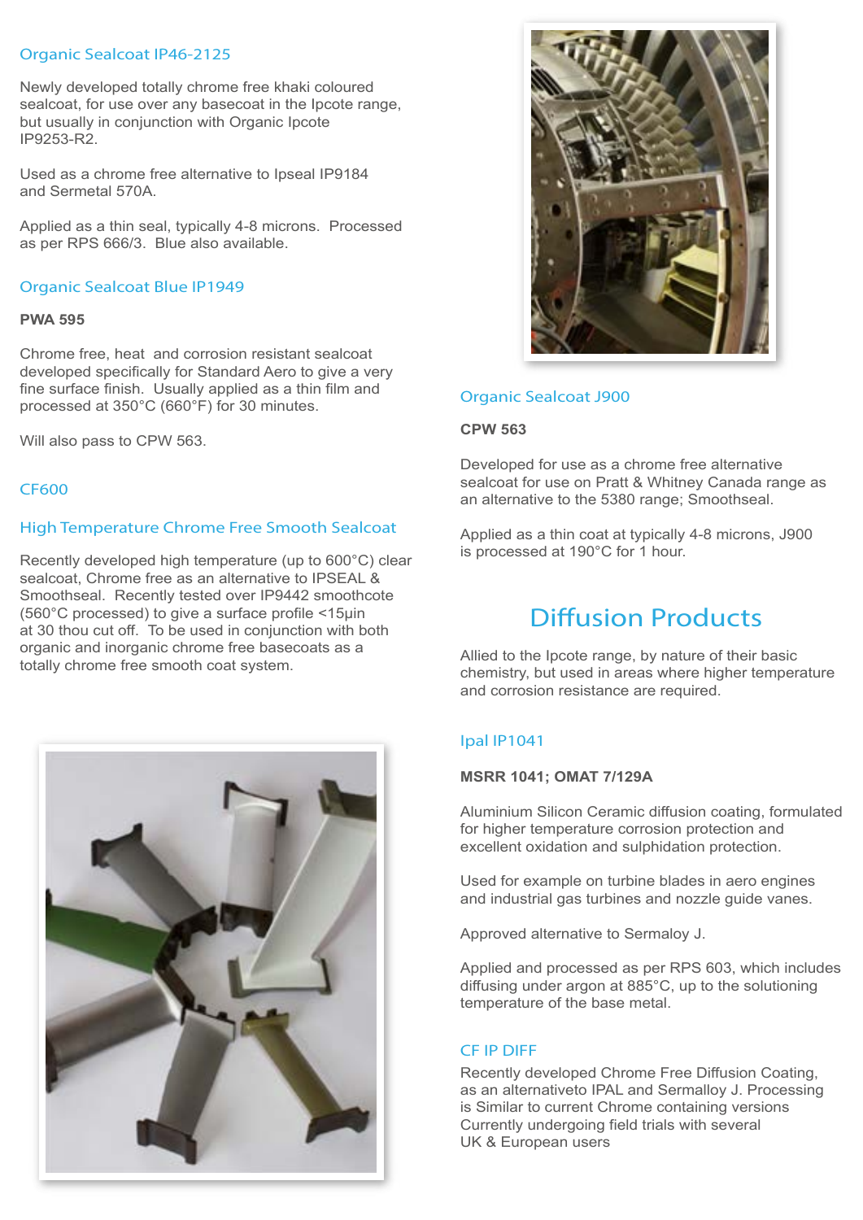### Organic Sealcoat IP46-2125

Newly developed totally chrome free khaki coloured sealcoat, for use over any basecoat in the Ipcote range, but usually in conjunction with Organic Ipcote IP9253-R2.

Used as a chrome free alternative to Ipseal IP9184 and Sermetal 570A.

Applied as a thin seal, typically 4-8 microns. Processed as per RPS 666/3. Blue also available.

### Organic Sealcoat Blue IP1949

**PWA 595**

Chrome free, heat and corrosion resistant sealcoat developed specifically for Standard Aero to give a very fine surface finish. Usually applied as a thin film and processed at 350°C (660°F) for 30 minutes.

Will also pass to CPW 563.

### CF600

### High Temperature Chrome Free Smooth Sealcoat

Recently developed high temperature (up to 600°C) clear sealcoat, Chrome free as an alternative to IPSEAL & Smoothseal. Recently tested over IP9442 smoothcote (560°C processed) to give a surface profile <15µin at 30 thou cut off. To be used in conjunction with both organic and inorganic chrome free basecoats as a totally chrome free smooth coat system.

### Organic Sealcoat J900

**CPW 563**

Developed for use as a chrome free alternative sealcoat for use on Pratt & Whitney Canada range as an alternative to the 5380 range; Smoothseal.

Applied as a thin coat at typically 4-8 microns, J900 is processed at 190°C for 1 hour.

## Diffusion Products

Allied to the Ipcote range, by nature of their basic chemistry, but used in areas where higher temperature and corrosion resistance are required.

### Ipal IP1041

**MSRR 1041; OMAT 7/129A**

Aluminium Silicon Ceramic diffusion coating, formulated for higher temperature corrosion protection and excellent oxidation and sulphidation protection.

Used for example on turbine blades in aero engines and industrial gas turbines and nozzle guide vanes.

Approved alternative to Sermaloy J.

Applied and processed as per RPS 603, which includes diffusing under argon at 885°C, up to the solutioning temperature of the base metal.

### CF IP DIFF

Recently developed Chrome Free Diffusion Coating, as an alternativeto IPAL and Sermalloy J. Processing is Similar to current Chrome containing versions Currently undergoing field trials with several UK & European users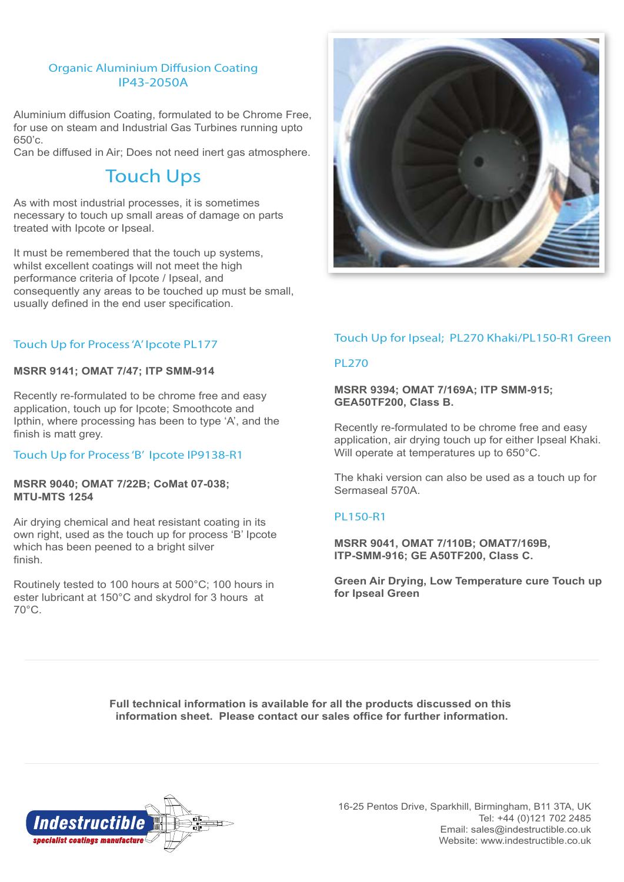## Organic Aluminium Diffusion Coating IP43-2050A

Aluminium diffusion Coating, formulated to be Chrome Free, for use on steam and Industrial Gas Turbines running upto 650'c.
Can be diffused in Air; Does not need inert gas atmosphere.

# Touch Ups

As with most industrial processes, it is sometimes necessary to touch up small areas of damage on parts treated with Ipcote or Ipseal.

It must be remembered that the touch up systems, whilst excellent coatings will not meet the high performance criteria of Ipcote / Ipseal, and consequently any areas to be touched up must be small, usually defined in the end user specification.

## Touch Up for Process 'A' Ipcote PL177

**MSRR 9141; OMAT 7/47; ITP SMM-914**

Recently re-formulated to be chrome free and easy application, touch up for Ipcote; Smoothcote and Ipthin, where processing has been to type 'A', and the finish is matt grey.

## Touch Up for Process 'B' Ipcote IP9138-R1

**MSRR 9040; OMAT 7/22B; CoMat 07-038; MTU-MTS 1254**

Air drying chemical and heat resistant coating in its own right, used as the touch up for process 'B' Ipcote which has been peened to a bright silver finish.

Routinely tested to 100 hours at 500°C; 100 hours in ester lubricant at 150°C and skydrol for 3 hours at 70°C.

## Touch Up for Ipseal; PL270 Khaki/PL150-R1 Green

### PL270

**MSRR 9394; OMAT 7/169A; ITP SMM-915; GEA50TF200, Class B.**

Recently re-formulated to be chrome free and easy application, air drying touch up for either Ipseal Khaki. Will operate at temperatures up to 650°C.

The khaki version can also be used as a touch up for Sermaseal 570A.

### PL150-R1

**MSRR 9041, OMAT 7/110B; OMAT7/169B, ITP-SMM-916; GE A50TF200, Class C.**

**Green Air Drying, Low Temperature cure Touch up for Ipseal Green**

**Full technical information is available for all the products discussed on this information sheet. Please contact our sales office for further information.**

Indestructible
specialist coatings manufacture

16-25 Pentos Drive, Sparkhill, Birmingham, B11 3TA, UK
Tel: +44 (0)121 702 2485
Email: sales@indestructible.co.uk
Website: www.indestructible.co.uk